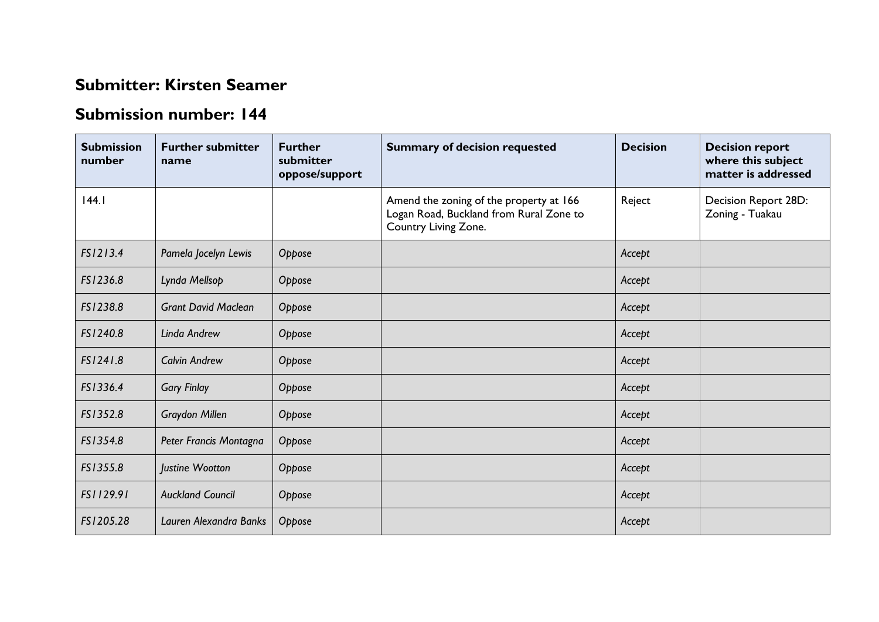## Submitter: Kirsten Seamer

## Submission number: 144

| Submission number | Further submitter name | Further submitter oppose/support | Summary of decision requested | Decision | Decision report where this subject matter is addressed |
|---|---|---|---|---|---|
| 144.1 | | | Amend the zoning of the property at 166 Logan Road, Buckland from Rural Zone to Country Living Zone. | Reject | Decision Report 28D: Zoning - Tuakau |
| *FS1213.4* | *Pamela Jocelyn Lewis* | *Oppose* | | *Accept* | |
| *FS1236.8* | *Lynda Mellsop* | *Oppose* | | *Accept* | |
| *FS1238.8* | *Grant David Maclean* | *Oppose* | | *Accept* | |
| *FS1240.8* | *Linda Andrew* | *Oppose* | | *Accept* | |
| *FS1241.8* | *Calvin Andrew* | *Oppose* | | *Accept* | |
| *FS1336.4* | *Gary Finlay* | *Oppose* | | *Accept* | |
| *FS1352.8* | *Graydon Millen* | *Oppose* | | *Accept* | |
| *FS1354.8* | *Peter Francis Montagna* | *Oppose* | | *Accept* | |
| *FS1355.8* | *Justine Wootton* | *Oppose* | | *Accept* | |
| *FS1129.91* | *Auckland Council* | *Oppose* | | *Accept* | |
| *FS1205.28* | *Lauren Alexandra Banks* | *Oppose* | | *Accept* | |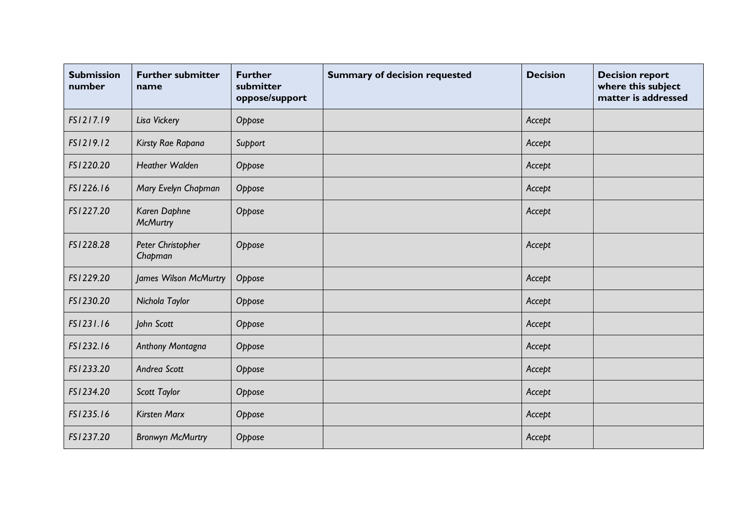| Submission number | Further submitter name | Further submitter oppose/support | Summary of decision requested | Decision | Decision report where this subject matter is addressed |
|---|---|---|---|---|---|
| *FS1217.19* | *Lisa Vickery* | *Oppose* | | *Accept* | |
| *FS1219.12* | *Kirsty Rae Rapana* | *Support* | | *Accept* | |
| *FS1220.20* | *Heather Walden* | *Oppose* | | *Accept* | |
| *FS1226.16* | *Mary Evelyn Chapman* | *Oppose* | | *Accept* | |
| *FS1227.20* | *Karen Daphne McMurtry* | *Oppose* | | *Accept* | |
| *FS1228.28* | *Peter Christopher Chapman* | *Oppose* | | *Accept* | |
| *FS1229.20* | *James Wilson McMurtry* | *Oppose* | | *Accept* | |
| *FS1230.20* | *Nichola Taylor* | *Oppose* | | *Accept* | |
| *FS1231.16* | *John Scott* | *Oppose* | | *Accept* | |
| *FS1232.16* | *Anthony Montagna* | *Oppose* | | *Accept* | |
| *FS1233.20* | *Andrea Scott* | *Oppose* | | *Accept* | |
| *FS1234.20* | *Scott Taylor* | *Oppose* | | *Accept* | |
| *FS1235.16* | *Kirsten Marx* | *Oppose* | | *Accept* | |
| *FS1237.20* | *Bronwyn McMurtry* | *Oppose* | | *Accept* | |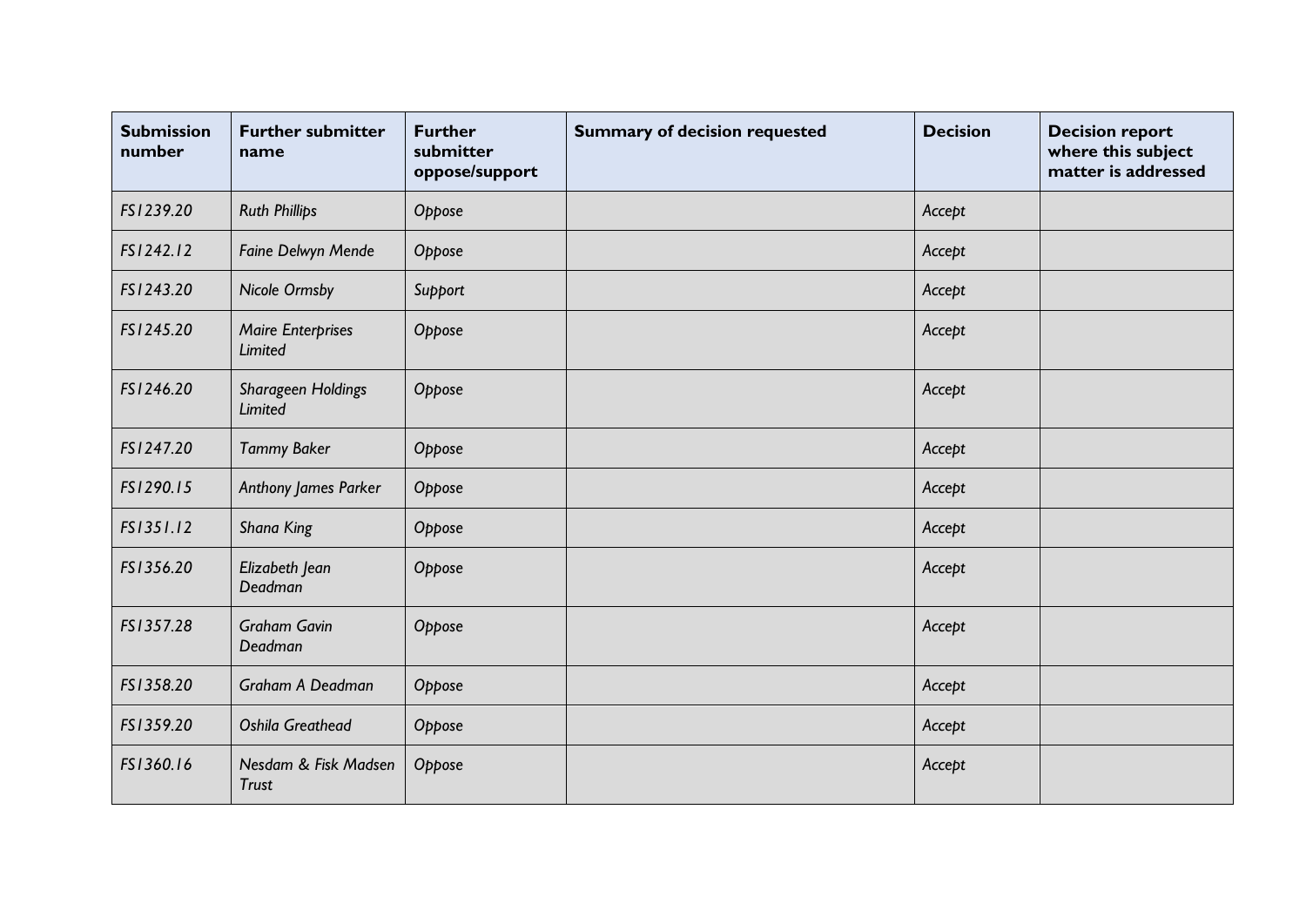| Submission number | Further submitter name | Further submitter oppose/support | Summary of decision requested | Decision | Decision report where this subject matter is addressed |
|---|---|---|---|---|---|
| *FS1239.20* | *Ruth Phillips* | *Oppose* | | *Accept* | |
| *FS1242.12* | *Faine Delwyn Mende* | *Oppose* | | *Accept* | |
| *FS1243.20* | *Nicole Ormsby* | *Support* | | *Accept* | |
| *FS1245.20* | *Maire Enterprises Limited* | *Oppose* | | *Accept* | |
| *FS1246.20* | *Sharageen Holdings Limited* | *Oppose* | | *Accept* | |
| *FS1247.20* | *Tammy Baker* | *Oppose* | | *Accept* | |
| *FS1290.15* | *Anthony James Parker* | *Oppose* | | *Accept* | |
| *FS1351.12* | *Shana King* | *Oppose* | | *Accept* | |
| *FS1356.20* | *Elizabeth Jean Deadman* | *Oppose* | | *Accept* | |
| *FS1357.28* | *Graham Gavin Deadman* | *Oppose* | | *Accept* | |
| *FS1358.20* | *Graham A Deadman* | *Oppose* | | *Accept* | |
| *FS1359.20* | *Oshila Greathead* | *Oppose* | | *Accept* | |
| *FS1360.16* | *Nesdam & Fisk Madsen Trust* | *Oppose* | | *Accept* | |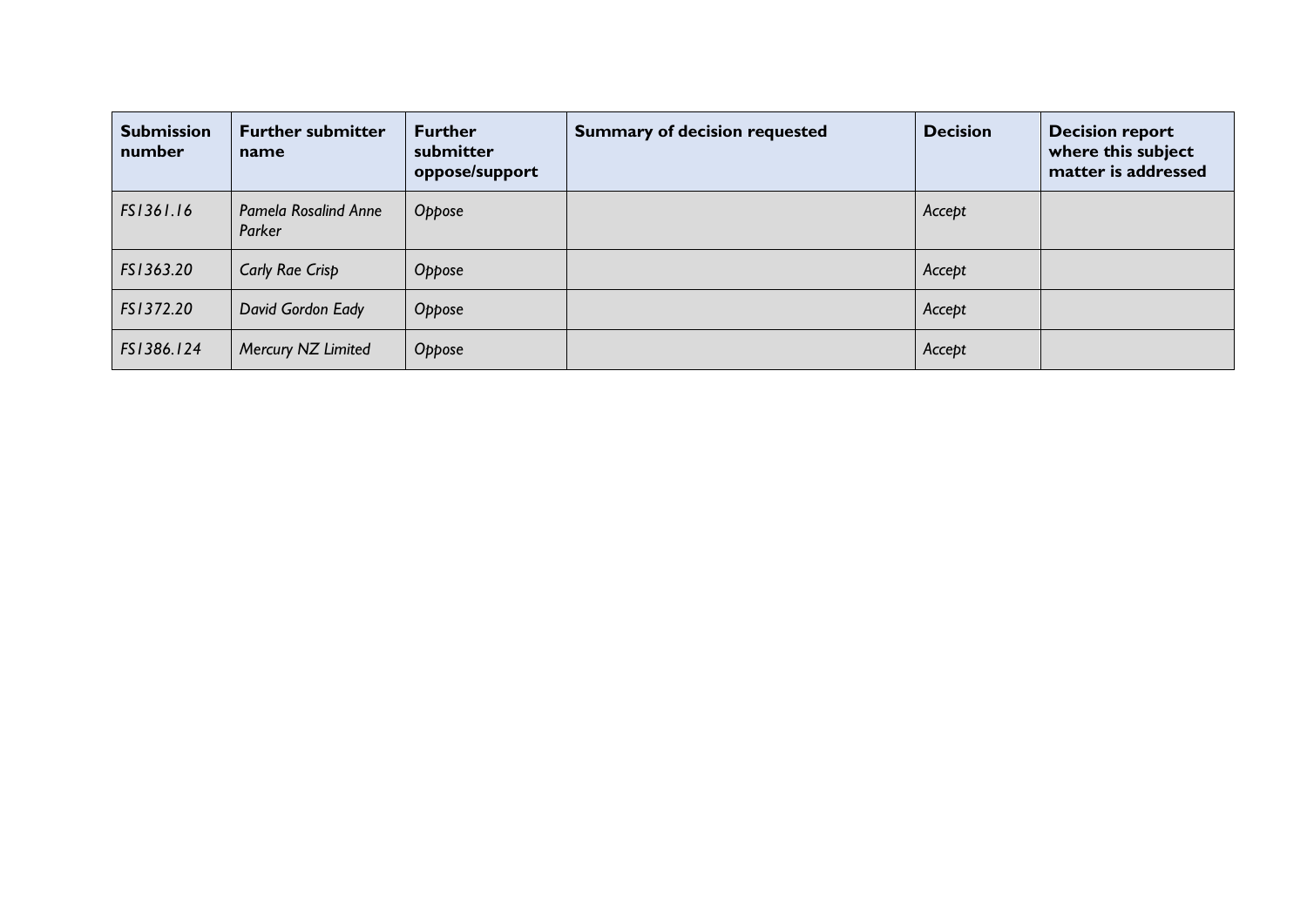| Submission number | Further submitter name | Further submitter oppose/support | Summary of decision requested | Decision | Decision report where this subject matter is addressed |
|---|---|---|---|---|---|
| *FS1361.16* | *Pamela Rosalind Anne Parker* | *Oppose* | | *Accept* | |
| *FS1363.20* | *Carly Rae Crisp* | *Oppose* | | *Accept* | |
| *FS1372.20* | *David Gordon Eady* | *Oppose* | | *Accept* | |
| *FS1386.124* | *Mercury NZ Limited* | *Oppose* | | *Accept* | |